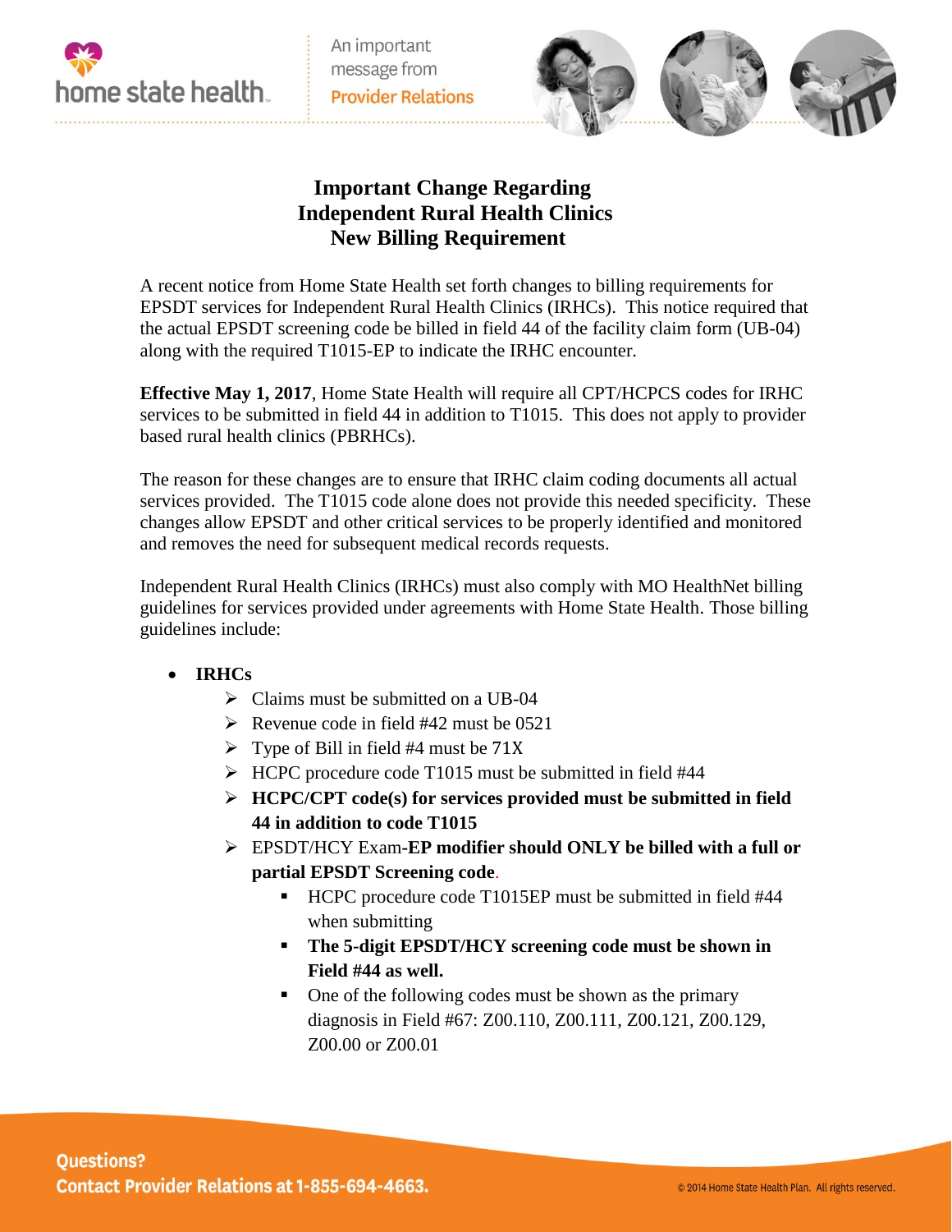home state health

An important message from **Provider Relations**

# Important Change Regarding Independent Rural Health Clinics New Billing Requirement

A recent notice from Home State Health set forth changes to billing requirements for EPSDT services for Independent Rural Health Clinics (IRHCs). This notice required that the actual EPSDT screening code be billed in field 44 of the facility claim form (UB-04) along with the required T1015-EP to indicate the IRHC encounter.

**Effective May 1, 2017**, Home State Health will require all CPT/HCPCS codes for IRHC services to be submitted in field 44 in addition to T1015. This does not apply to provider based rural health clinics (PBRHCs).

The reason for these changes are to ensure that IRHC claim coding documents all actual services provided. The T1015 code alone does not provide this needed specificity. These changes allow EPSDT and other critical services to be properly identified and monitored and removes the need for subsequent medical records requests.

Independent Rural Health Clinics (IRHCs) must also comply with MO HealthNet billing guidelines for services provided under agreements with Home State Health. Those billing guidelines include:

- **IRHCs**
  - Claims must be submitted on a UB-04
  - Revenue code in field #42 must be 0521
  - Type of Bill in field #4 must be 71X
  - HCPC procedure code T1015 must be submitted in field #44
  - **HCPC/CPT code(s) for services provided must be submitted in field 44 in addition to code T1015**
  - EPSDT/HCY Exam-**EP modifier should ONLY be billed with a full or partial EPSDT Screening code**.
    - HCPC procedure code T1015EP must be submitted in field #44 when submitting
    - **The 5-digit EPSDT/HCY screening code must be shown in Field #44 as well.**
    - One of the following codes must be shown as the primary diagnosis in Field #67: Z00.110, Z00.111, Z00.121, Z00.129, Z00.00 or Z00.01

**Questions?**
**Contact Provider Relations at 1-855-694-4663.**

© 2014 Home State Health Plan. All rights reserved.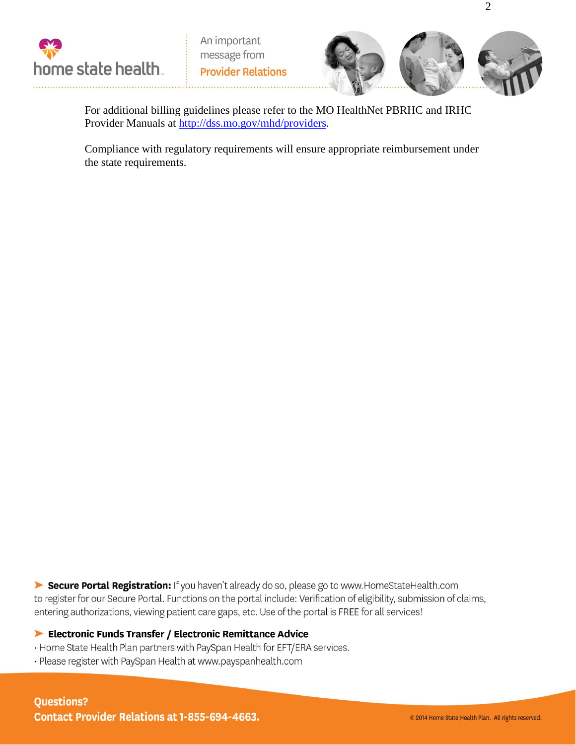For additional billing guidelines please refer to the MO HealthNet PBRHC and IRHC Provider Manuals at [http://dss.mo.gov/mhd/providers](http://dss.mo.gov/mhd/providers).

Compliance with regulatory requirements will ensure appropriate reimbursement under the state requirements.

**Secure Portal Registration:** If you haven't already do so, please go to www.HomeStateHealth.com to register for our Secure Portal. Functions on the portal include: Verification of eligibility, submission of claims, entering authorizations, viewing patient care gaps, etc. Use of the portal is FREE for all services!

**Electronic Funds Transfer / Electronic Remittance Advice**

- Home State Health Plan partners with PaySpan Health for EFT/ERA services.
- Please register with PaySpan Health at www.payspanhealth.com

**Questions?**
**Contact Provider Relations at 1-855-694-4663.**

© 2014 Home State Health Plan. All rights reserved.